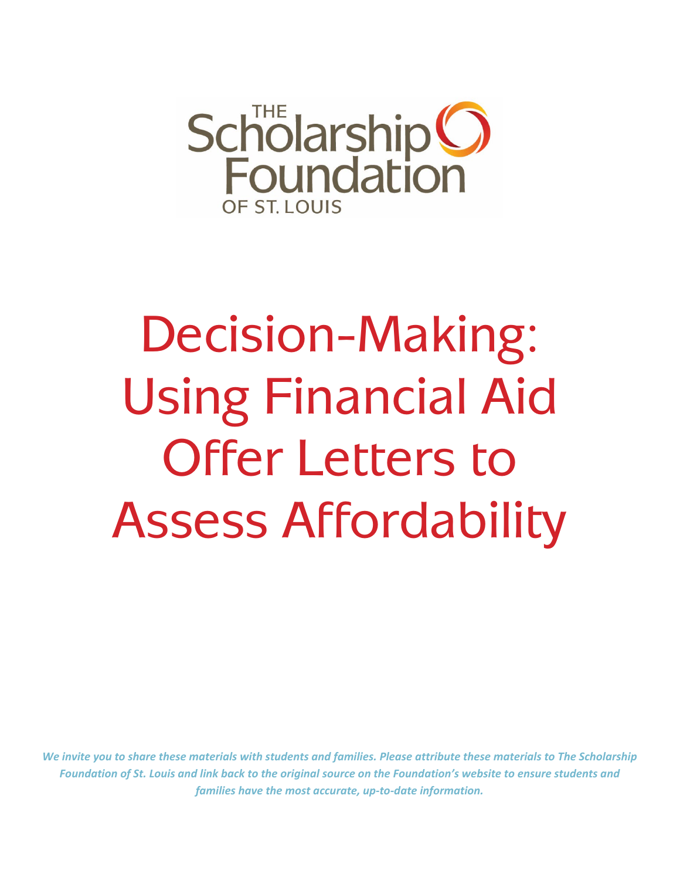THE Scholarship Foundation OF ST. LOUIS

# Decision-Making: Using Financial Aid Offer Letters to Assess Affordability

*We invite you to share these materials with students and families. Please attribute these materials to The Scholarship Foundation of St. Louis and link back to the original source on the Foundation's website to ensure students and families have the most accurate, up-to-date information.*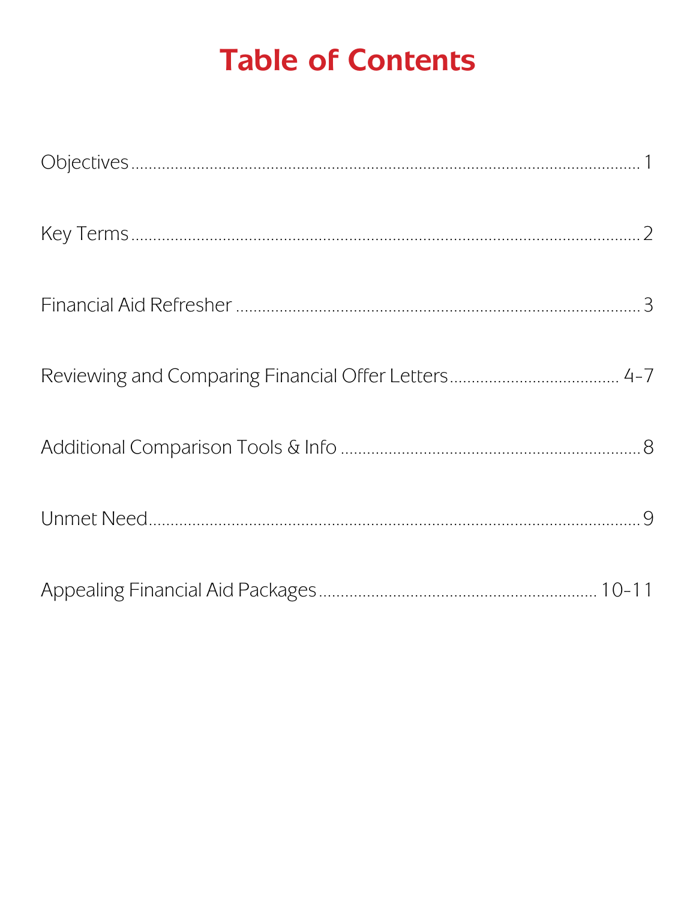# Table of Contents

| Section | Page |
| --- | --- |
| Objectives | 1 |
| Key Terms | 2 |
| Financial Aid Refresher | 3 |
| Reviewing and Comparing Financial Offer Letters | 4-7 |
| Additional Comparison Tools & Info | 8 |
| Unmet Need | 9 |
| Appealing Financial Aid Packages | 10-11 |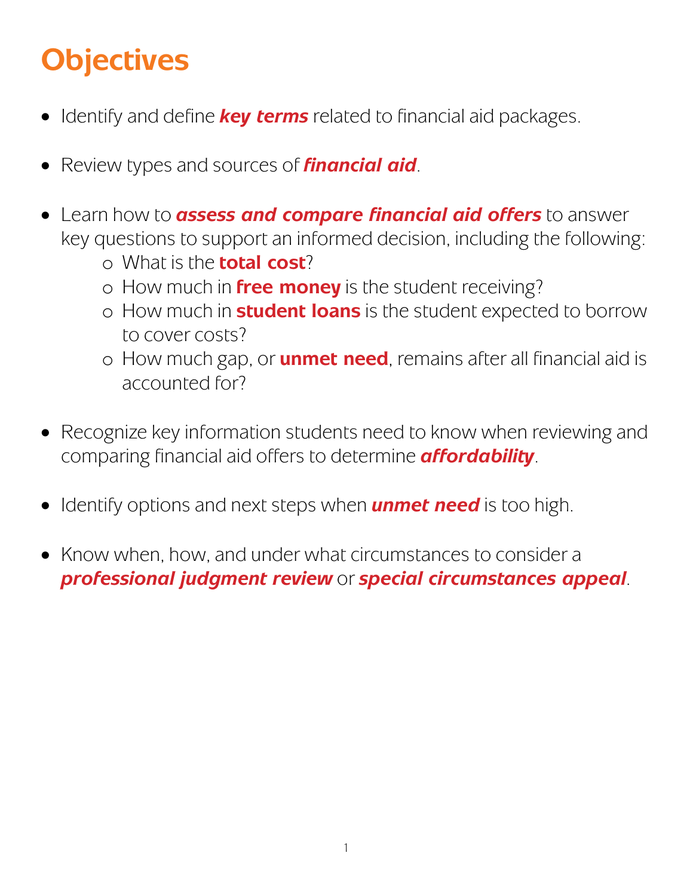# Objectives

- Identify and define ***key terms*** related to financial aid packages.
- Review types and sources of ***financial aid***.
- Learn how to ***assess and compare financial aid offers*** to answer key questions to support an informed decision, including the following:
  - What is the **total cost**?
  - How much in **free money** is the student receiving?
  - How much in **student loans** is the student expected to borrow to cover costs?
  - How much gap, or **unmet need**, remains after all financial aid is accounted for?
- Recognize key information students need to know when reviewing and comparing financial aid offers to determine ***affordability***.
- Identify options and next steps when ***unmet need*** is too high.
- Know when, how, and under what circumstances to consider a ***professional judgment review*** or ***special circumstances appeal***.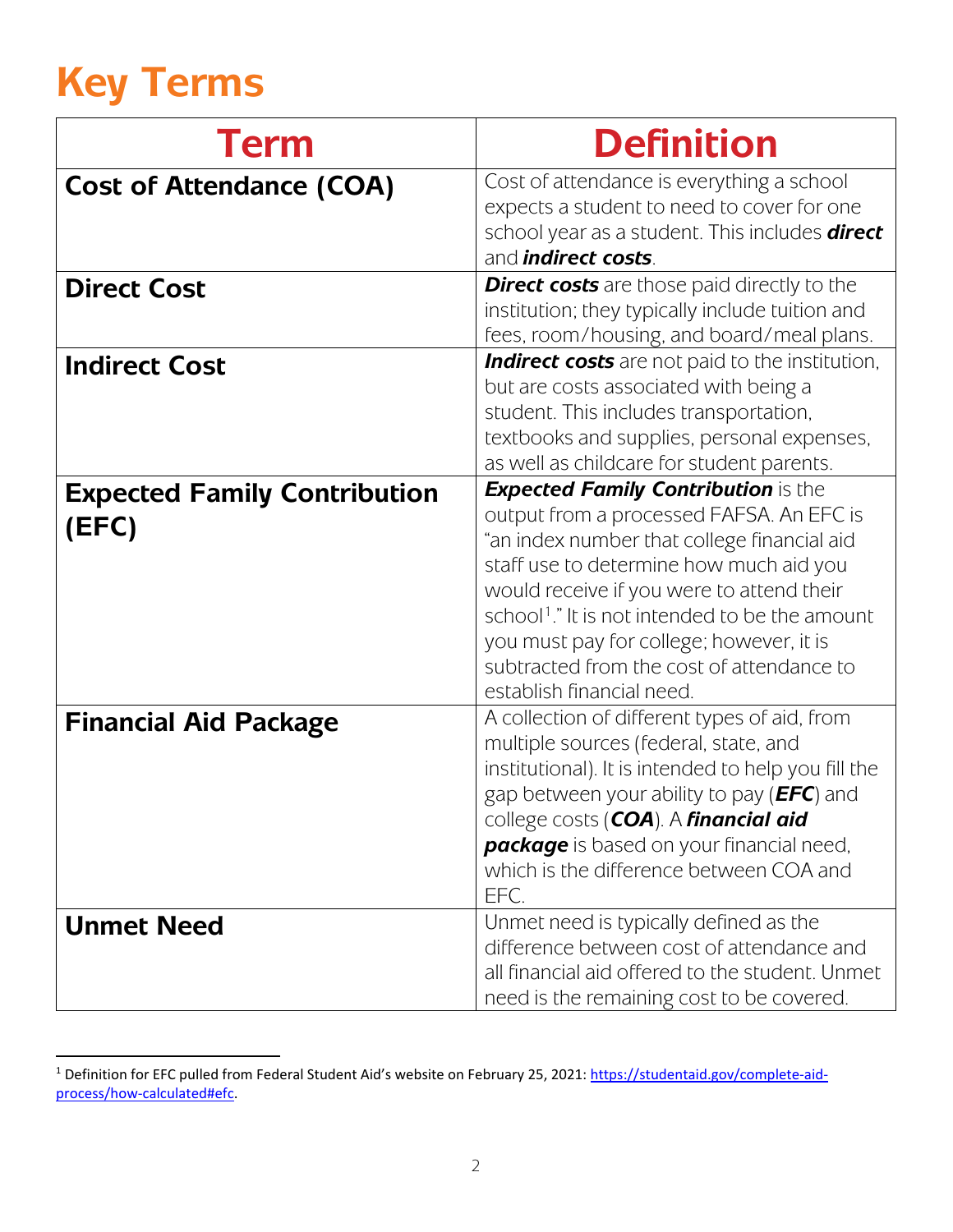# Key Terms

| Term | Definition |
|---|---|
| **Cost of Attendance (COA)** | Cost of attendance is everything a school expects a student to need to cover for one school year as a student. This includes ***direct*** and ***indirect costs***. |
| **Direct Cost** | ***Direct costs*** are those paid directly to the institution; they typically include tuition and fees, room/housing, and board/meal plans. |
| **Indirect Cost** | ***Indirect costs*** are not paid to the institution, but are costs associated with being a student. This includes transportation, textbooks and supplies, personal expenses, as well as childcare for student parents. |
| **Expected Family Contribution (EFC)** | ***Expected Family Contribution*** is the output from a processed FAFSA. An EFC is "an index number that college financial aid staff use to determine how much aid you would receive if you were to attend their school[1]." It is not intended to be the amount you must pay for college; however, it is subtracted from the cost of attendance to establish financial need. |
| **Financial Aid Package** | A collection of different types of aid, from multiple sources (federal, state, and institutional). It is intended to help you fill the gap between your ability to pay (***EFC***) and college costs (***COA***). A ***financial aid package*** is based on your financial need, which is the difference between COA and EFC. |
| **Unmet Need** | Unmet need is typically defined as the difference between cost of attendance and all financial aid offered to the student. Unmet need is the remaining cost to be covered. |

[1] Definition for EFC pulled from Federal Student Aid's website on February 25, 2021: https://studentaid.gov/complete-aid-process/how-calculated#efc.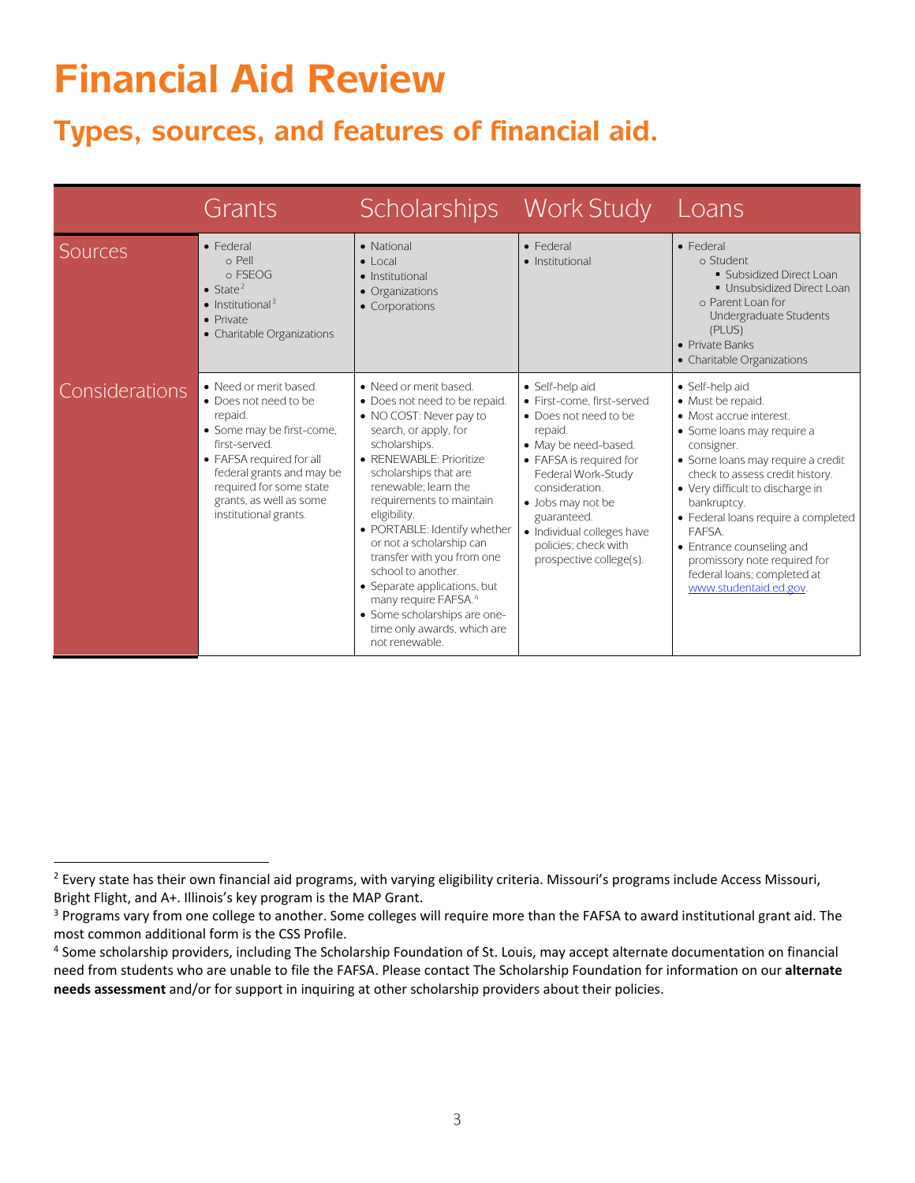# Financial Aid Review

## Types, sources, and features of financial aid.

| | Grants | Scholarships | Work Study | Loans |
|---|---|---|---|---|
| Sources | • Federal<br>○ Pell<br>○ FSEOG<br>• State[2]<br>• Institutional[3]<br>• Private<br>• Charitable Organizations | • National<br>• Local<br>• Institutional<br>• Organizations<br>• Corporations | • Federal<br>• Institutional | • Federal<br>○ Student<br>▪ Subsidized Direct Loan<br>▪ Unsubsidized Direct Loan<br>○ Parent Loan for Undergraduate Students (PLUS)<br>• Private Banks<br>• Charitable Organizations |
| Considerations | • Need or merit based.<br>• Does not need to be repaid.<br>• Some may be first-come, first-served.<br>• FAFSA required for all federal grants and may be required for some state grants, as well as some institutional grants. | • Need or merit based.<br>• Does not need to be repaid.<br>• NO COST: Never pay to search, or apply, for scholarships.<br>• RENEWABLE: Prioritize scholarships that are renewable; learn the requirements to maintain eligibility.<br>• PORTABLE: Identify whether or not a scholarship can transfer with you from one school to another.<br>• Separate applications, but many require FAFSA.[4]<br>• Some scholarships are one-time only awards, which are not renewable. | • Self-help aid<br>• First-come, first-served<br>• Does not need to be repaid.<br>• May be need-based.<br>• FAFSA is required for Federal Work-Study consideration.<br>• Jobs may not be guaranteed.<br>• Individual colleges have policies; check with prospective college(s). | • Self-help aid<br>• Must be repaid.<br>• Most accrue interest.<br>• Some loans may require a consigner.<br>• Some loans may require a credit check to assess credit history.<br>• Very difficult to discharge in bankruptcy.<br>• Federal loans require a completed FAFSA.<br>• Entrance counseling and promissory note required for federal loans; completed at www.studentaid.ed.gov. |

[2] Every state has their own financial aid programs, with varying eligibility criteria. Missouri's programs include Access Missouri, Bright Flight, and A+. Illinois's key program is the MAP Grant.

[3] Programs vary from one college to another. Some colleges will require more than the FAFSA to award institutional grant aid. The most common additional form is the CSS Profile.

[4] Some scholarship providers, including The Scholarship Foundation of St. Louis, may accept alternate documentation on financial need from students who are unable to file the FAFSA. Please contact The Scholarship Foundation for information on our **alternate needs assessment** and/or for support in inquiring at other scholarship providers about their policies.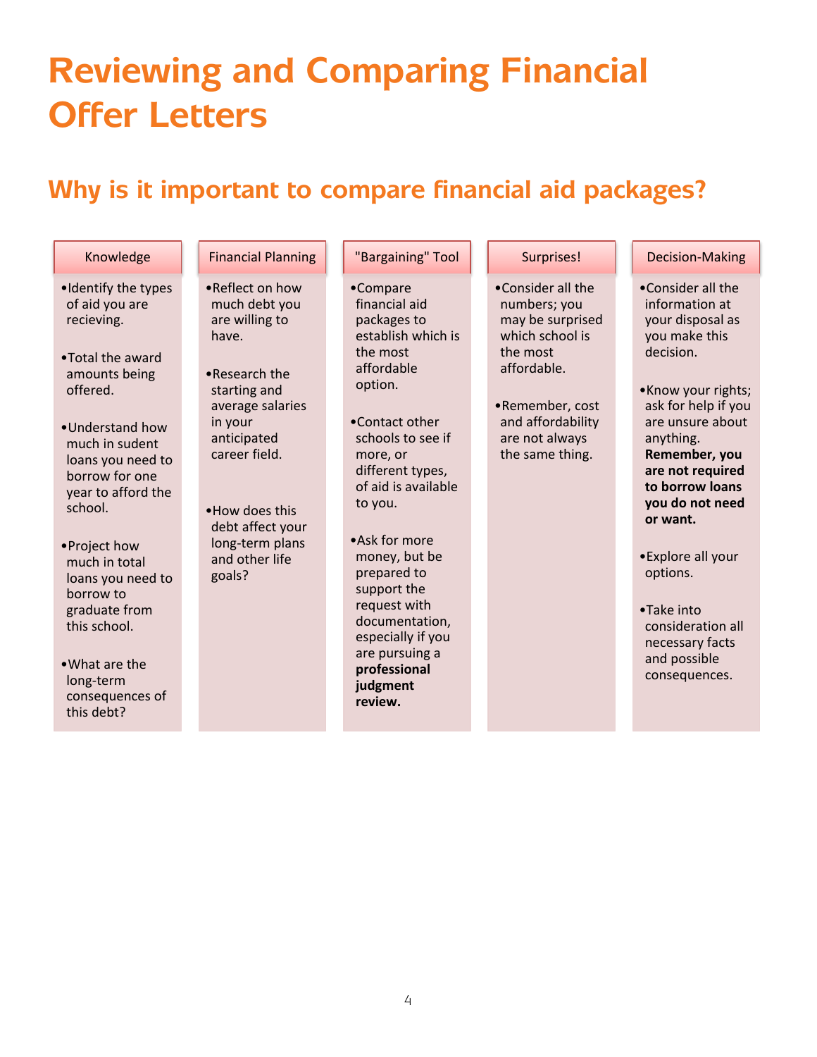# Reviewing and Comparing Financial Offer Letters

## Why is it important to compare financial aid packages?

### Knowledge

- Identify the types of aid you are recieving.
- Total the award amounts being offered.
- Understand how much in sudent loans you need to borrow for one year to afford the school.
- Project how much in total loans you need to borrow to graduate from this school.
- What are the long-term consequences of this debt?

### Financial Planning

- Reflect on how much debt you are willing to have.
- Research the starting and average salaries in your anticipated career field.
- How does this debt affect your long-term plans and other life goals?

### "Bargaining" Tool

- Compare financial aid packages to establish which is the most affordable option.
- Contact other schools to see if more, or different types, of aid is available to you.
- Ask for more money, but be prepared to support the request with documentation, especially if you are pursuing a **professional judgment review.**

### Surprises!

- Consider all the numbers; you may be surprised which school is the most affordable.
- Remember, cost and affordability are not always the same thing.

### Decision-Making

- Consider all the information at your disposal as you make this decision.
- Know your rights; ask for help if you are unsure about anything. **Remember, you are not required to borrow loans you do not need or want.**
- Explore all your options.
- Take into consideration all necessary facts and possible consequences.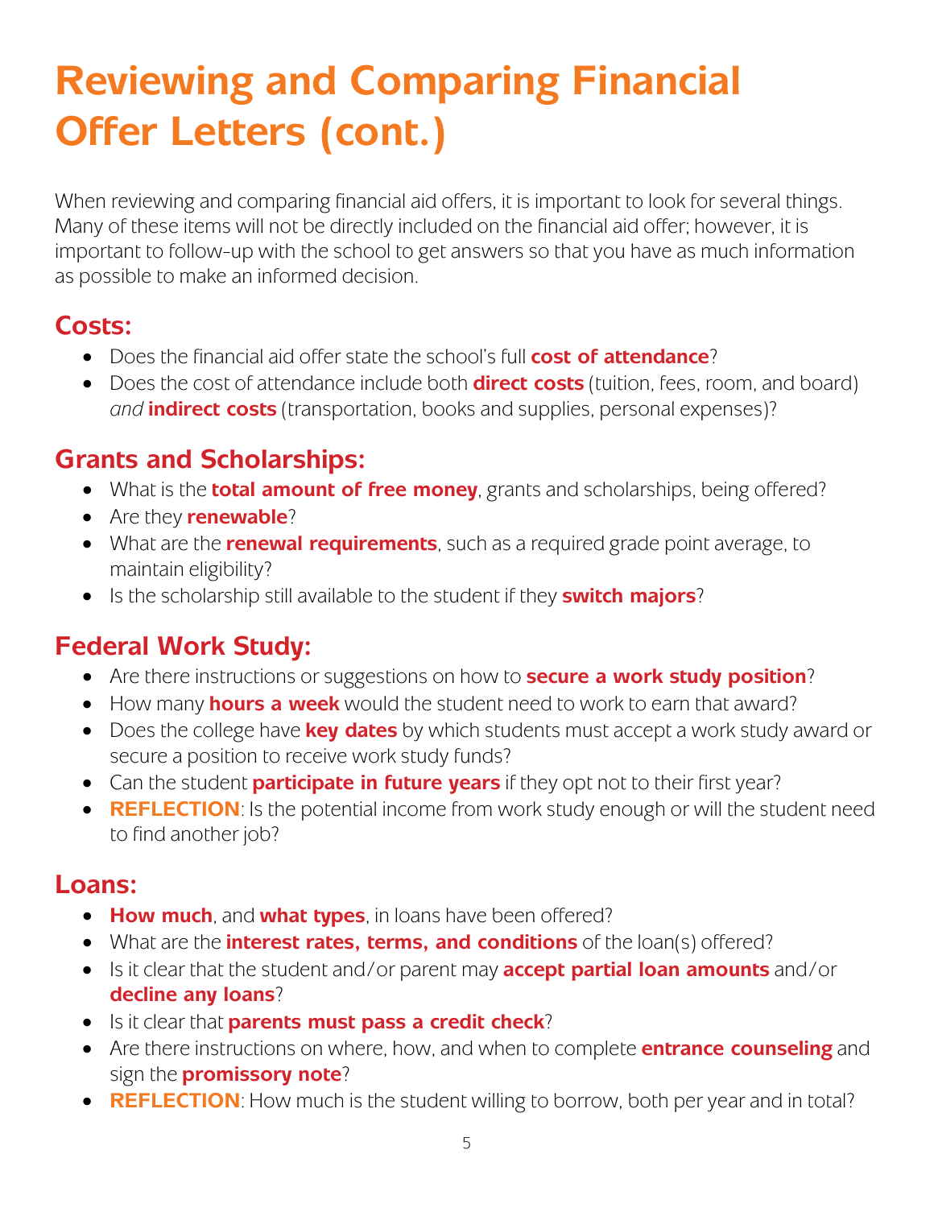# Reviewing and Comparing Financial Offer Letters (cont.)

When reviewing and comparing financial aid offers, it is important to look for several things. Many of these items will not be directly included on the financial aid offer; however, it is important to follow-up with the school to get answers so that you have as much information as possible to make an informed decision.

## Costs:

- Does the financial aid offer state the school's full **cost of attendance**?
- Does the cost of attendance include both **direct costs** (tuition, fees, room, and board) *and* **indirect costs** (transportation, books and supplies, personal expenses)?

## Grants and Scholarships:

- What is the **total amount of free money**, grants and scholarships, being offered?
- Are they **renewable**?
- What are the **renewal requirements**, such as a required grade point average, to maintain eligibility?
- Is the scholarship still available to the student if they **switch majors**?

## Federal Work Study:

- Are there instructions or suggestions on how to **secure a work study position**?
- How many **hours a week** would the student need to work to earn that award?
- Does the college have **key dates** by which students must accept a work study award or secure a position to receive work study funds?
- Can the student **participate in future years** if they opt not to their first year?
- **REFLECTION**: Is the potential income from work study enough or will the student need to find another job?

## Loans:

- **How much**, and **what types**, in loans have been offered?
- What are the **interest rates, terms, and conditions** of the loan(s) offered?
- Is it clear that the student and/or parent may **accept partial loan amounts** and/or **decline any loans**?
- Is it clear that **parents must pass a credit check**?
- Are there instructions on where, how, and when to complete **entrance counseling** and sign the **promissory note**?
- **REFLECTION**: How much is the student willing to borrow, both per year and in total?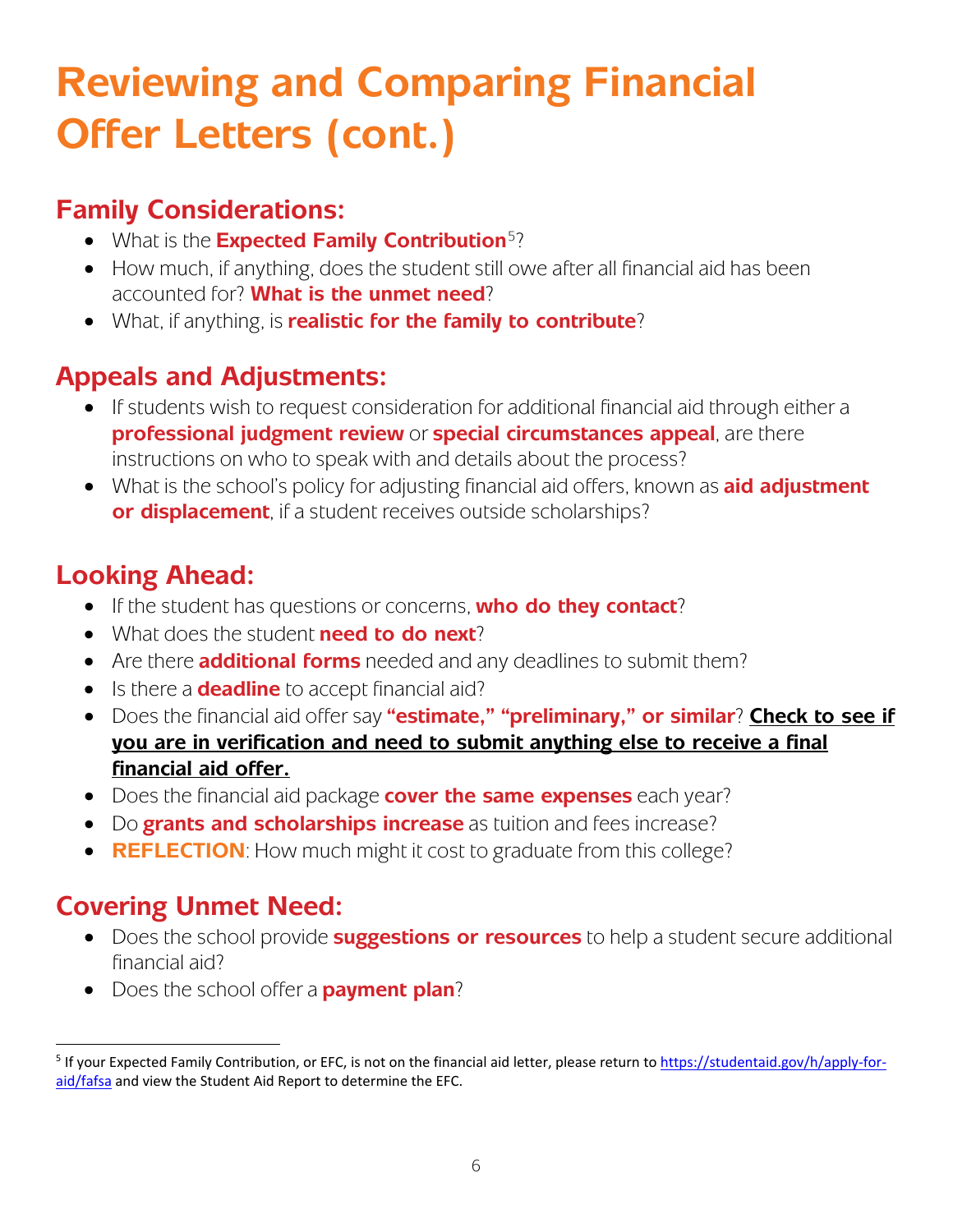# Reviewing and Comparing Financial Offer Letters (cont.)

## Family Considerations:

- What is the **Expected Family Contribution**[5]?
- How much, if anything, does the student still owe after all financial aid has been accounted for? **What is the unmet need**?
- What, if anything, is **realistic for the family to contribute**?

## Appeals and Adjustments:

- If students wish to request consideration for additional financial aid through either a **professional judgment review** or **special circumstances appeal**, are there instructions on who to speak with and details about the process?
- What is the school's policy for adjusting financial aid offers, known as **aid adjustment or displacement**, if a student receives outside scholarships?

## Looking Ahead:

- If the student has questions or concerns, **who do they contact**?
- What does the student **need to do next**?
- Are there **additional forms** needed and any deadlines to submit them?
- Is there a **deadline** to accept financial aid?
- Does the financial aid offer say **"estimate," "preliminary," or similar**? **Check to see if you are in verification and need to submit anything else to receive a final financial aid offer.**
- Does the financial aid package **cover the same expenses** each year?
- Do **grants and scholarships increase** as tuition and fees increase?
- **REFLECTION**: How much might it cost to graduate from this college?

## Covering Unmet Need:

- Does the school provide **suggestions or resources** to help a student secure additional financial aid?
- Does the school offer a **payment plan**?

---

[5] If your Expected Family Contribution, or EFC, is not on the financial aid letter, please return to https://studentaid.gov/h/apply-for-aid/fafsa and view the Student Aid Report to determine the EFC.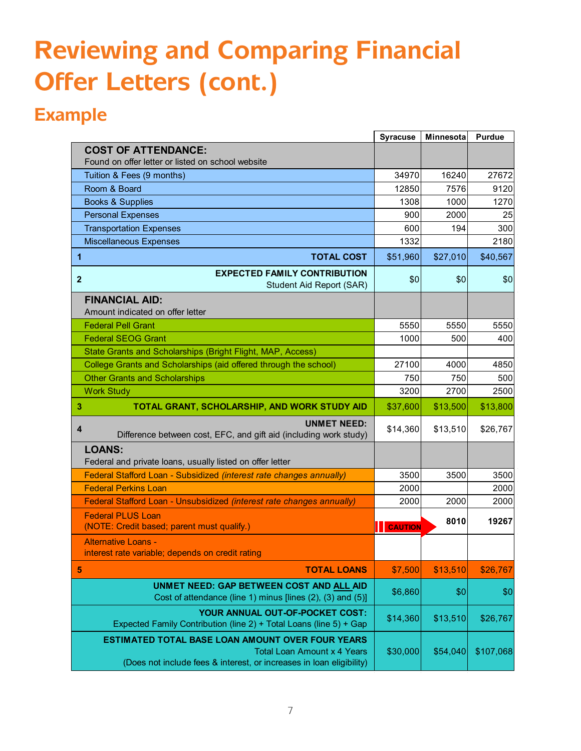# Reviewing and Comparing Financial Offer Letters (cont.)

## Example

| | | Syracuse | Minnesota | Purdue |
|---|---|---|---|---|
| | **COST OF ATTENDANCE:** Found on offer letter or listed on school website | | | |
| | Tuition & Fees (9 months) | 34970 | 16240 | 27672 |
| | Room & Board | 12850 | 7576 | 9120 |
| | Books & Supplies | 1308 | 1000 | 1270 |
| | Personal Expenses | 900 | 2000 | 25 |
| | Transportation Expenses | 600 | 194 | 300 |
| | Miscellaneous Expenses | 1332 | | 2180 |
| **1** | **TOTAL COST** | $51,960 | $27,010 | $40,567 |
| **2** | **EXPECTED FAMILY CONTRIBUTION** Student Aid Report (SAR) | $0 | $0 | $0 |
| | **FINANCIAL AID:** Amount indicated on offer letter | | | |
| | Federal Pell Grant | 5550 | 5550 | 5550 |
| | Federal SEOG Grant | 1000 | 500 | 400 |
| | State Grants and Scholarships (Bright Flight, MAP, Access) | | | |
| | College Grants and Scholarships (aid offered through the school) | 27100 | 4000 | 4850 |
| | Other Grants and Scholarships | 750 | 750 | 500 |
| | Work Study | 3200 | 2700 | 2500 |
| **3** | **TOTAL GRANT, SCHOLARSHIP, AND WORK STUDY AID** | $37,600 | $13,500 | $13,800 |
| **4** | **UNMET NEED:** Difference between cost, EFC, and gift aid (including work study) | $14,360 | $13,510 | $26,767 |
| | **LOANS:** Federal and private loans, usually listed on offer letter | | | |
| | Federal Stafford Loan - Subsidized *(interest rate changes annually)* | 3500 | 3500 | 3500 |
| | Federal Perkins Loan | 2000 | | 2000 |
| | Federal Stafford Loan - Unsubsidized *(interest rate changes annually)* | 2000 | 2000 | 2000 |
| | Federal PLUS Loan (NOTE: Credit based; parent must qualify.) | CAUTION | **8010** | **19267** |
| | Alternative Loans - interest rate variable; depends on credit rating | | | |
| **5** | **TOTAL LOANS** | $7,500 | $13,510 | $26,767 |
| | **UNMET NEED: GAP BETWEEN COST AND ALL AID** Cost of attendance (line 1) minus [lines (2), (3) and (5)] | $6,860 | $0 | $0 |
| | **YOUR ANNUAL OUT-OF-POCKET COST:** Expected Family Contribution (line 2) + Total Loans (line 5) + Gap | $14,360 | $13,510 | $26,767 |
| | **ESTIMATED TOTAL BASE LOAN AMOUNT OVER FOUR YEARS** Total Loan Amount x 4 Years (Does not include fees & interest, or increases in loan eligibility) | $30,000 | $54,040 | $107,068 |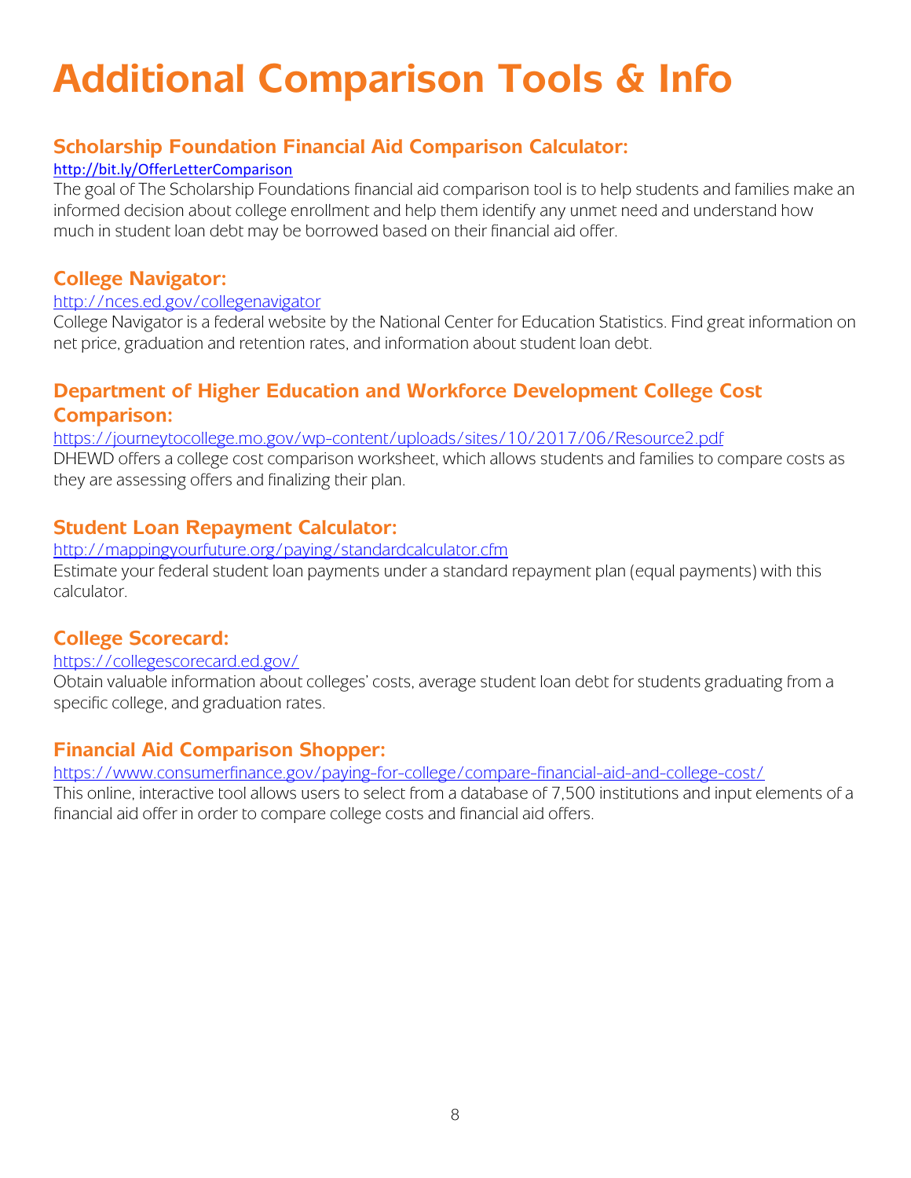# Additional Comparison Tools & Info

## Scholarship Foundation Financial Aid Comparison Calculator:

http://bit.ly/OfferLetterComparison

The goal of The Scholarship Foundations financial aid comparison tool is to help students and families make an informed decision about college enrollment and help them identify any unmet need and understand how much in student loan debt may be borrowed based on their financial aid offer.

## College Navigator:

http://nces.ed.gov/collegenavigator

College Navigator is a federal website by the National Center for Education Statistics. Find great information on net price, graduation and retention rates, and information about student loan debt.

## Department of Higher Education and Workforce Development College Cost Comparison:

https://journeytocollege.mo.gov/wp-content/uploads/sites/10/2017/06/Resource2.pdf

DHEWD offers a college cost comparison worksheet, which allows students and families to compare costs as they are assessing offers and finalizing their plan.

## Student Loan Repayment Calculator:

http://mappingyourfuture.org/paying/standardcalculator.cfm

Estimate your federal student loan payments under a standard repayment plan (equal payments) with this calculator.

## College Scorecard:

https://collegescorecard.ed.gov/

Obtain valuable information about colleges' costs, average student loan debt for students graduating from a specific college, and graduation rates.

## Financial Aid Comparison Shopper:

https://www.consumerfinance.gov/paying-for-college/compare-financial-aid-and-college-cost/

This online, interactive tool allows users to select from a database of 7,500 institutions and input elements of a financial aid offer in order to compare college costs and financial aid offers.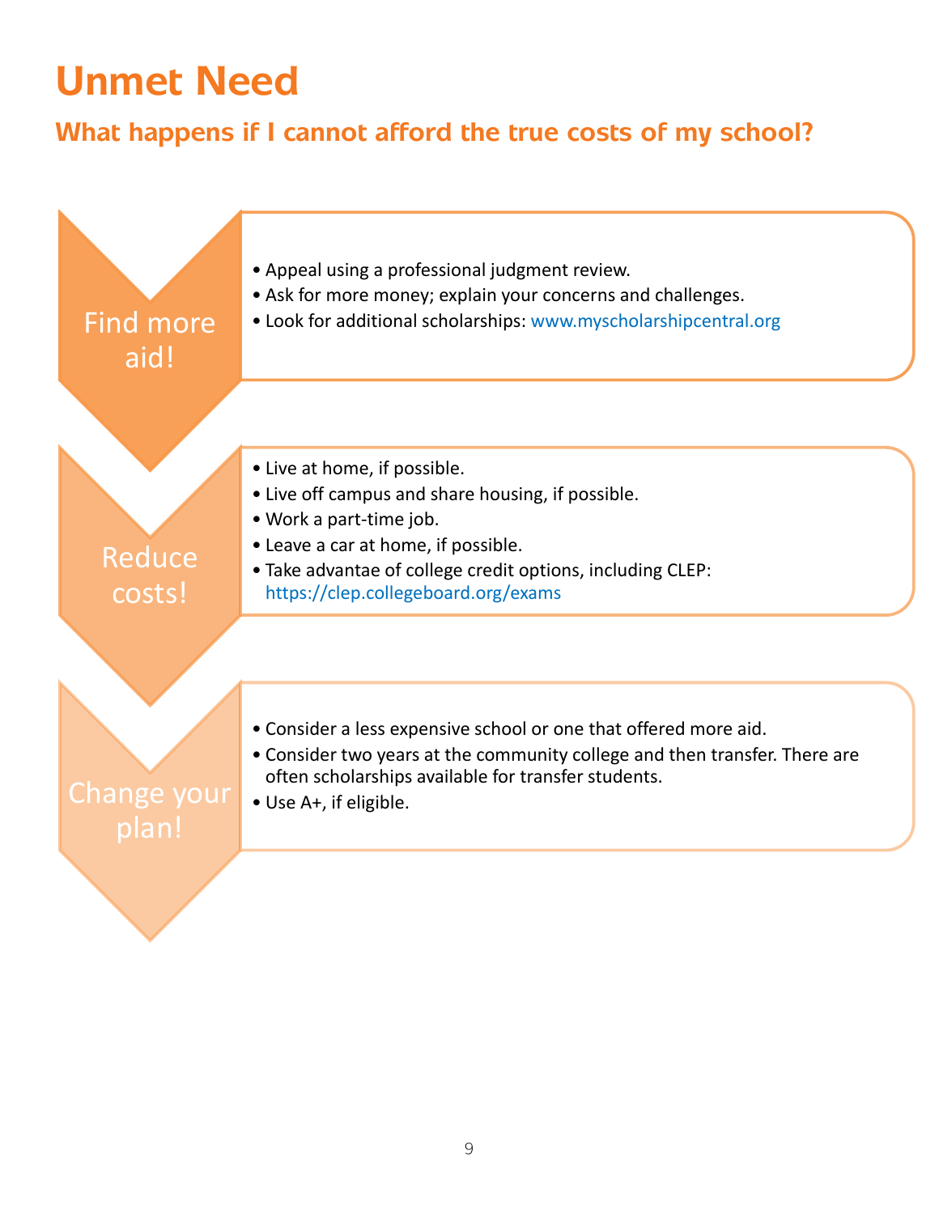# Unmet Need

## What happens if I cannot afford the true costs of my school?

### Find more aid!

- Appeal using a professional judgment review.
- Ask for more money; explain your concerns and challenges.
- Look for additional scholarships: www.myscholarshipcentral.org

### Reduce costs!

- Live at home, if possible.
- Live off campus and share housing, if possible.
- Work a part-time job.
- Leave a car at home, if possible.
- Take advantae of college credit options, including CLEP: https://clep.collegeboard.org/exams

### Change your plan!

- Consider a less expensive school or one that offered more aid.
- Consider two years at the community college and then transfer. There are often scholarships available for transfer students.
- Use A+, if eligible.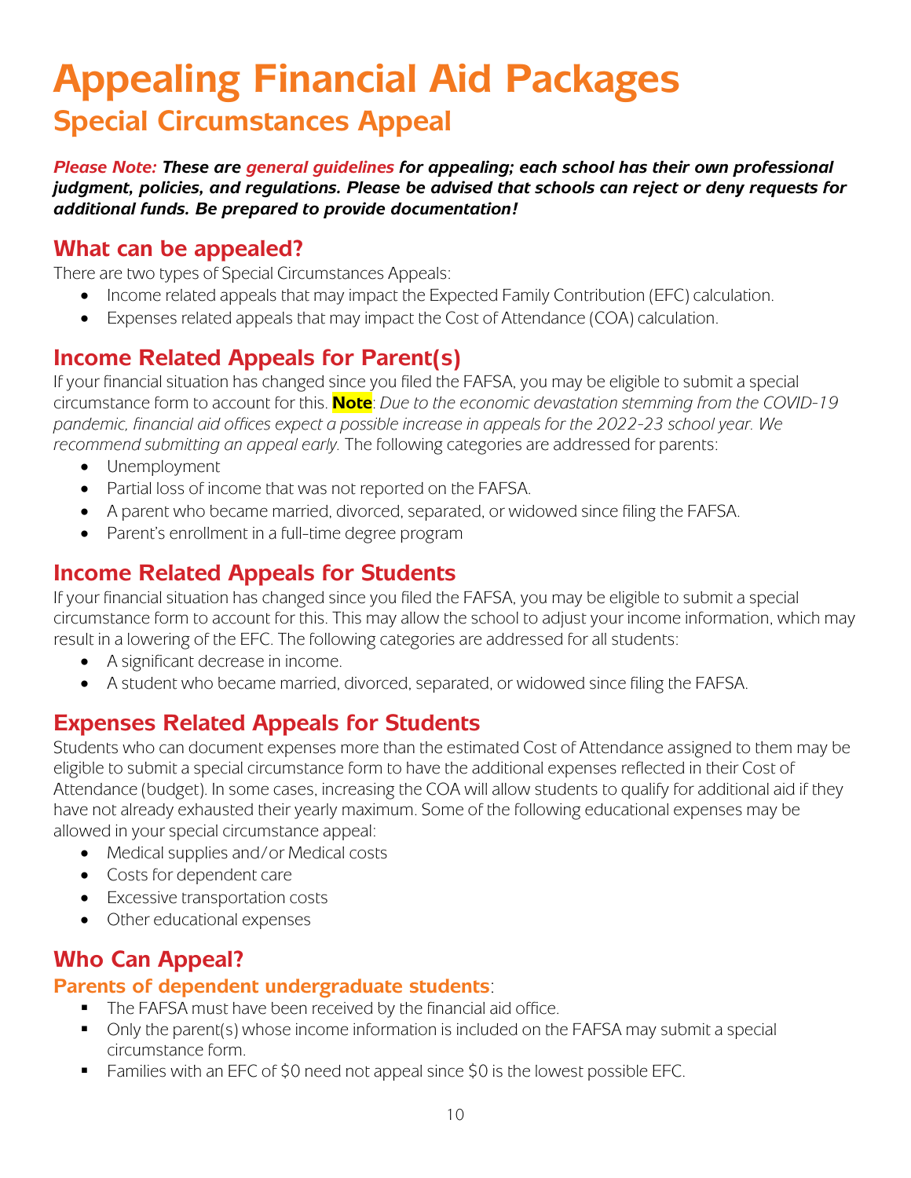# Appealing Financial Aid Packages

## Special Circumstances Appeal

***Please Note:* These are *general guidelines* for appealing; each school has their own professional judgment, policies, and regulations. Please be advised that schools can reject or deny requests for additional funds. Be prepared to provide documentation!**

### What can be appealed?

There are two types of Special Circumstances Appeals:

- Income related appeals that may impact the Expected Family Contribution (EFC) calculation.
- Expenses related appeals that may impact the Cost of Attendance (COA) calculation.

### Income Related Appeals for Parent(s)

If your financial situation has changed since you filed the FAFSA, you may be eligible to submit a special circumstance form to account for this. **Note**: *Due to the economic devastation stemming from the COVID-19 pandemic, financial aid offices expect a possible increase in appeals for the 2022-23 school year. We recommend submitting an appeal early.* The following categories are addressed for parents:

- Unemployment
- Partial loss of income that was not reported on the FAFSA.
- A parent who became married, divorced, separated, or widowed since filing the FAFSA.
- Parent's enrollment in a full-time degree program

### Income Related Appeals for Students

If your financial situation has changed since you filed the FAFSA, you may be eligible to submit a special circumstance form to account for this. This may allow the school to adjust your income information, which may result in a lowering of the EFC. The following categories are addressed for all students:

- A significant decrease in income.
- A student who became married, divorced, separated, or widowed since filing the FAFSA.

### Expenses Related Appeals for Students

Students who can document expenses more than the estimated Cost of Attendance assigned to them may be eligible to submit a special circumstance form to have the additional expenses reflected in their Cost of Attendance (budget). In some cases, increasing the COA will allow students to qualify for additional aid if they have not already exhausted their yearly maximum. Some of the following educational expenses may be allowed in your special circumstance appeal:

- Medical supplies and/or Medical costs
- Costs for dependent care
- Excessive transportation costs
- Other educational expenses

### Who Can Appeal?

#### Parents of dependent undergraduate students:

- The FAFSA must have been received by the financial aid office.
- Only the parent(s) whose income information is included on the FAFSA may submit a special circumstance form.
- Families with an EFC of $0 need not appeal since $0 is the lowest possible EFC.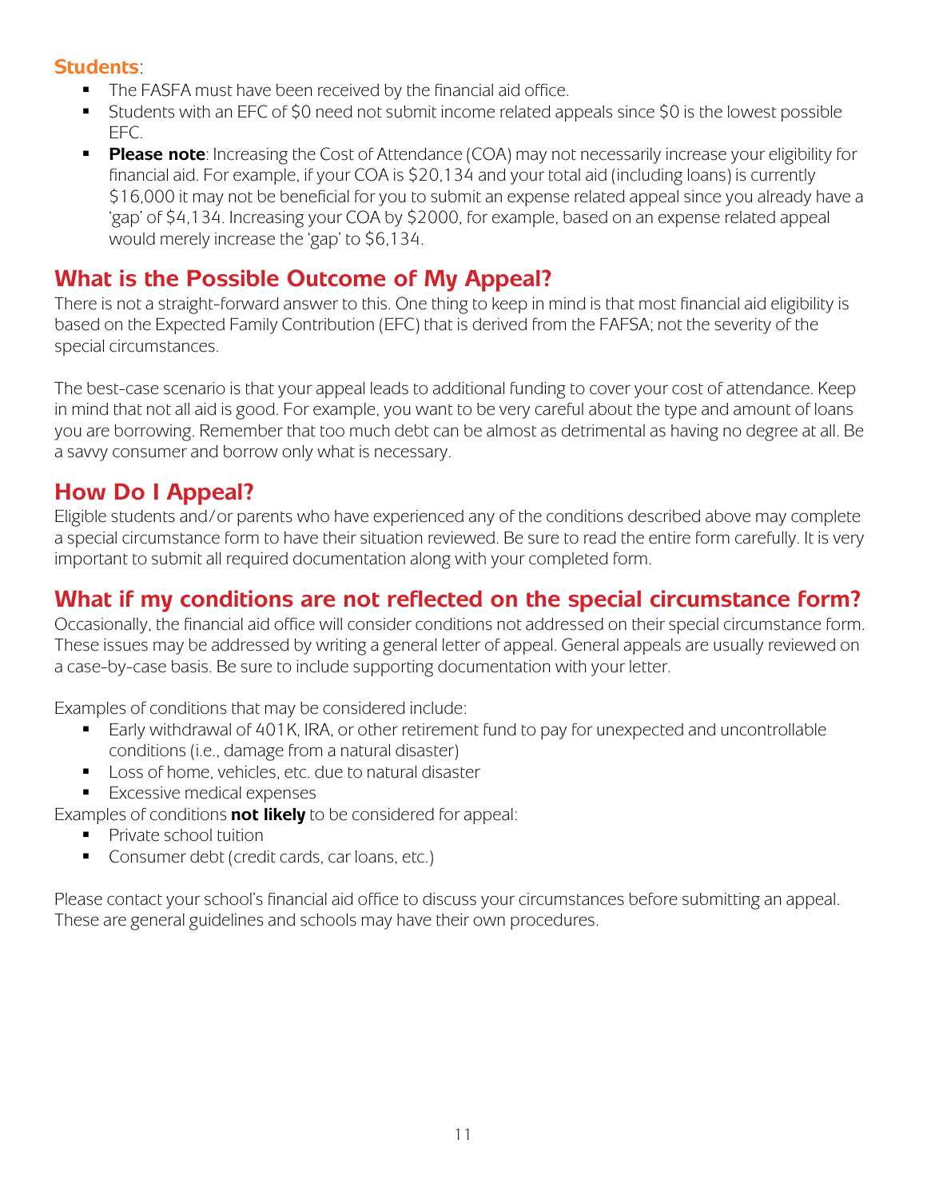**Students**:

- The FASFA must have been received by the financial aid office.
- Students with an EFC of $0 need not submit income related appeals since $0 is the lowest possible EFC.
- **Please note**: Increasing the Cost of Attendance (COA) may not necessarily increase your eligibility for financial aid. For example, if your COA is $20,134 and your total aid (including loans) is currently $16,000 it may not be beneficial for you to submit an expense related appeal since you already have a 'gap' of $4,134. Increasing your COA by $2000, for example, based on an expense related appeal would merely increase the 'gap' to $6,134.

## What is the Possible Outcome of My Appeal?

There is not a straight-forward answer to this. One thing to keep in mind is that most financial aid eligibility is based on the Expected Family Contribution (EFC) that is derived from the FAFSA; not the severity of the special circumstances.

The best-case scenario is that your appeal leads to additional funding to cover your cost of attendance. Keep in mind that not all aid is good. For example, you want to be very careful about the type and amount of loans you are borrowing. Remember that too much debt can be almost as detrimental as having no degree at all. Be a savvy consumer and borrow only what is necessary.

## How Do I Appeal?

Eligible students and/or parents who have experienced any of the conditions described above may complete a special circumstance form to have their situation reviewed. Be sure to read the entire form carefully. It is very important to submit all required documentation along with your completed form.

## What if my conditions are not reflected on the special circumstance form?

Occasionally, the financial aid office will consider conditions not addressed on their special circumstance form. These issues may be addressed by writing a general letter of appeal. General appeals are usually reviewed on a case-by-case basis. Be sure to include supporting documentation with your letter.

Examples of conditions that may be considered include:

- Early withdrawal of 401K, IRA, or other retirement fund to pay for unexpected and uncontrollable conditions (i.e., damage from a natural disaster)
- Loss of home, vehicles, etc. due to natural disaster
- Excessive medical expenses

Examples of conditions **not likely** to be considered for appeal:

- Private school tuition
- Consumer debt (credit cards, car loans, etc.)

Please contact your school's financial aid office to discuss your circumstances before submitting an appeal. These are general guidelines and schools may have their own procedures.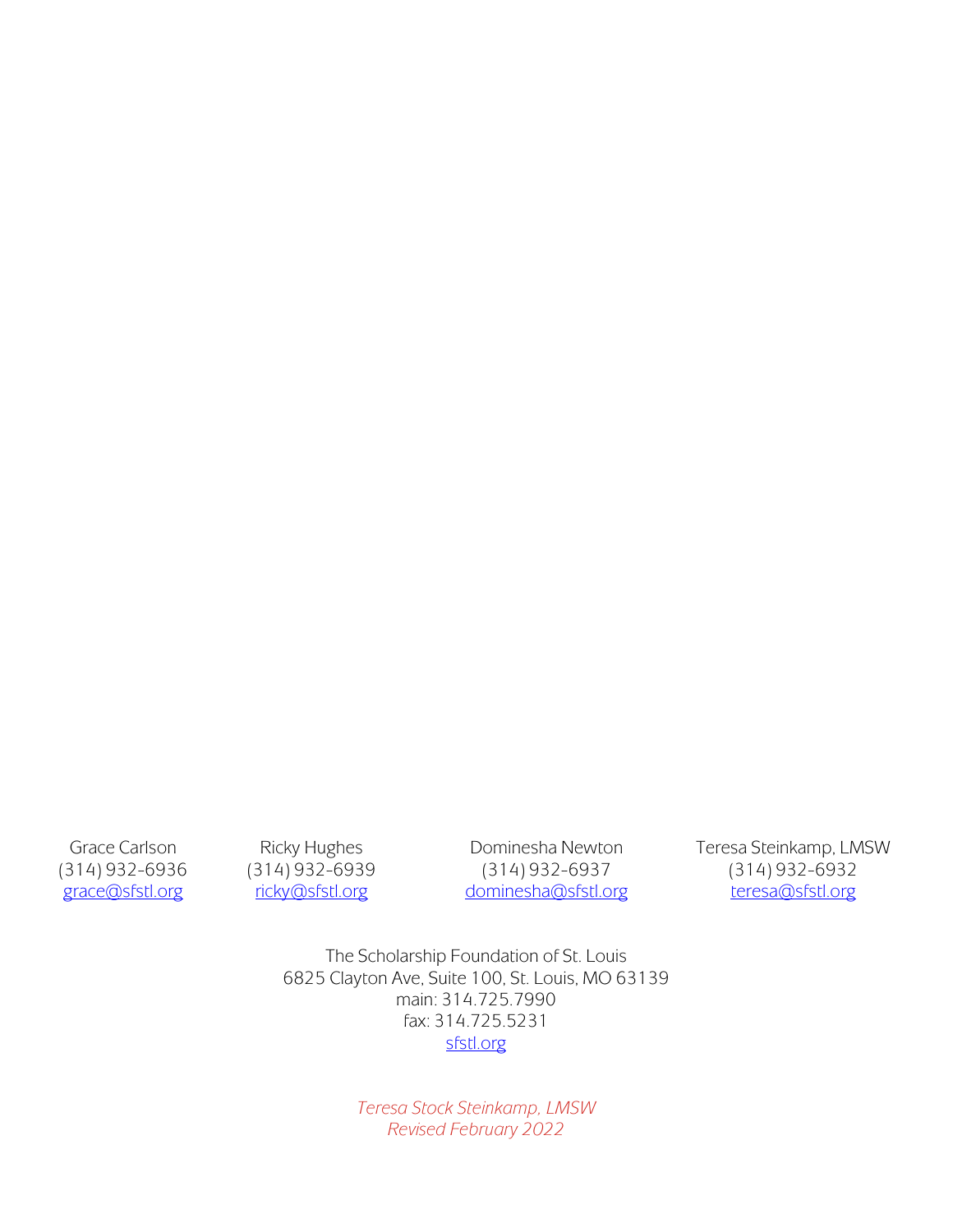Grace Carlson
(314) 932-6936
grace@sfstl.org

Ricky Hughes
(314) 932-6939
ricky@sfstl.org

Dominesha Newton
(314) 932-6937
dominesha@sfstl.org

Teresa Steinkamp, LMSW
(314) 932-6932
teresa@sfstl.org

The Scholarship Foundation of St. Louis
6825 Clayton Ave, Suite 100, St. Louis, MO 63139
main: 314.725.7990
fax: 314.725.5231
sfstl.org

*Teresa Stock Steinkamp, LMSW*
*Revised February 2022*